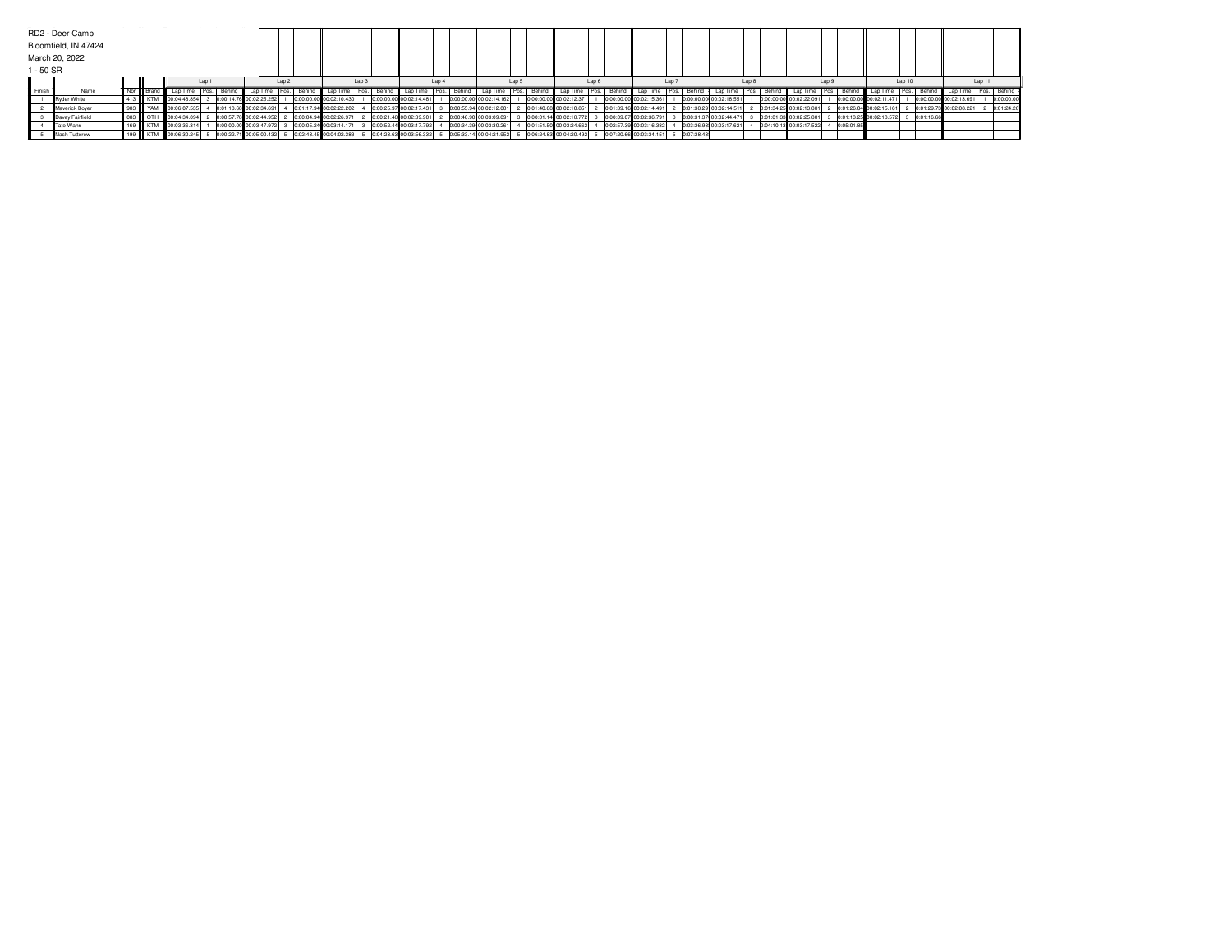RD2 - Deer Camp

Bloomfield, IN 47424

March 20, 2022

1 - 50 SR

| Finish | Name | Nbr | Brand | Lap 1 | | | Lap 2 | | | Lap 3 | | | Lap 4 | | | Lap 5 | | | Lap 6 | | | Lap 7 | | | Lap 8 | | | Lap 9 | | | Lap 10 | | | Lap 11 | | |
|---|---|---|---|---|---|---|---|---|---|---|---|---|---|---|---|---|---|---|---|---|---|---|---|---|---|---|---|---|---|---|---|---|---|---|---|---|
| | | | | Lap Time | Pos. | Behind | Lap Time | Pos. | Behind | Lap Time | Pos. | Behind | Lap Time | Pos. | Behind | Lap Time | Pos. | Behind | Lap Time | Pos. | Behind | Lap Time | Pos. | Behind | Lap Time | Pos. | Behind | Lap Time | Pos. | Behind | Lap Time | Pos. | Behind | Lap Time | Pos. | Behind |
| 1 | Ryder White | 413 | KTM | 00:04:48.854 | 3 | 0:00:14.76 | 00:02:25.252 | 1 | 0:00:00.00 | 00:02:10.430 | 1 | 0:00:00.00 | 00:02:14.481 | 1 | 0:00:00.00 | 00:02:14.162 | 1 | 0:00:00.00 | 00:02:12.371 | 1 | 0:00:00.00 | 00:02:15.361 | 1 | 0:00:00.00 | 00:02:18.551 | 1 | 0:00:00.00 | 00:02:22.091 | 1 | 0:00:00.00 | 00:02:11.471 | 1 | 0:00:00.00 | 00:02:13.691 | 1 | 0:00:00.00 |
| 2 | Maverick Boyer | 983 | YAM | 00:06:07.535 | 4 | 0:01:18.68 | 00:02:34.691 | 4 | 0:01:17.94 | 00:02:22.202 | 4 | 0:00:25.97 | 00:02:17.431 | 3 | 0:00:55.94 | 00:02:12.001 | 2 | 0:01:40.68 | 00:02:10.851 | 2 | 0:01:39.16 | 00:02:14.491 | 2 | 0:01:38.29 | 00:02:14.511 | 2 | 0:01:34.25 | 00:02:13.881 | 2 | 0:01:26.04 | 00:02:15.161 | 2 | 0:01:29.73 | 00:02:08.221 | 2 | 0:01:24.26 |
| 3 | Davey Fairfield | 083 | OTH | 00:04:34.094 | 2 | 0:00:57.78 | 00:02:44.952 | 2 | 0:00:04.94 | 00:02:26.971 | 2 | 0:00:21.48 | 00:02:39.901 | 2 | 0:00:46.90 | 00:03:09.091 | 3 | 0:00:01.14 | 00:02:18.772 | 3 | 0:00:09.07 | 00:02:36.791 | 3 | 0:00:31.37 | 00:02:44.471 | 3 | 0:01:01.33 | 00:02:25.801 | 3 | 0:01:13.25 | 00:02:18.572 | 3 | 0:01:16.66 | | | |
| 4 | Tate Wann | 169 | KTM | 00:03:36.314 | 1 | 0:00:00.00 | 00:03:47.972 | 3 | 0:00:05.24 | 00:03:14.171 | 3 | 0:00:52.44 | 00:03:17.792 | 4 | 0:00:34.39 | 00:03:30.261 | 4 | 0:01:51.50 | 00:03:24.662 | 4 | 0:02:57.39 | 00:03:16.382 | 4 | 0:03:36.98 | 00:03:17.621 | 4 | 0:04:10.13 | 00:03:17.522 | 4 | 0:05:01.85 | | | | | | |
| 5 | Nash Tutterow | 199 | KTM | 00:06:30.245 | 5 | 0:00:22.71 | 00:05:00.432 | 5 | 0:02:48.45 | 00:04:02.383 | 5 | 0:04:28.63 | 00:03:56.332 | 5 | 0:05:33.14 | 00:04:21.952 | 5 | 0:06:24.83 | 00:04:20.492 | 5 | 0:07:20.66 | 00:03:34.151 | 5 | 0:07:38.43 | | | | | | | | | | | | |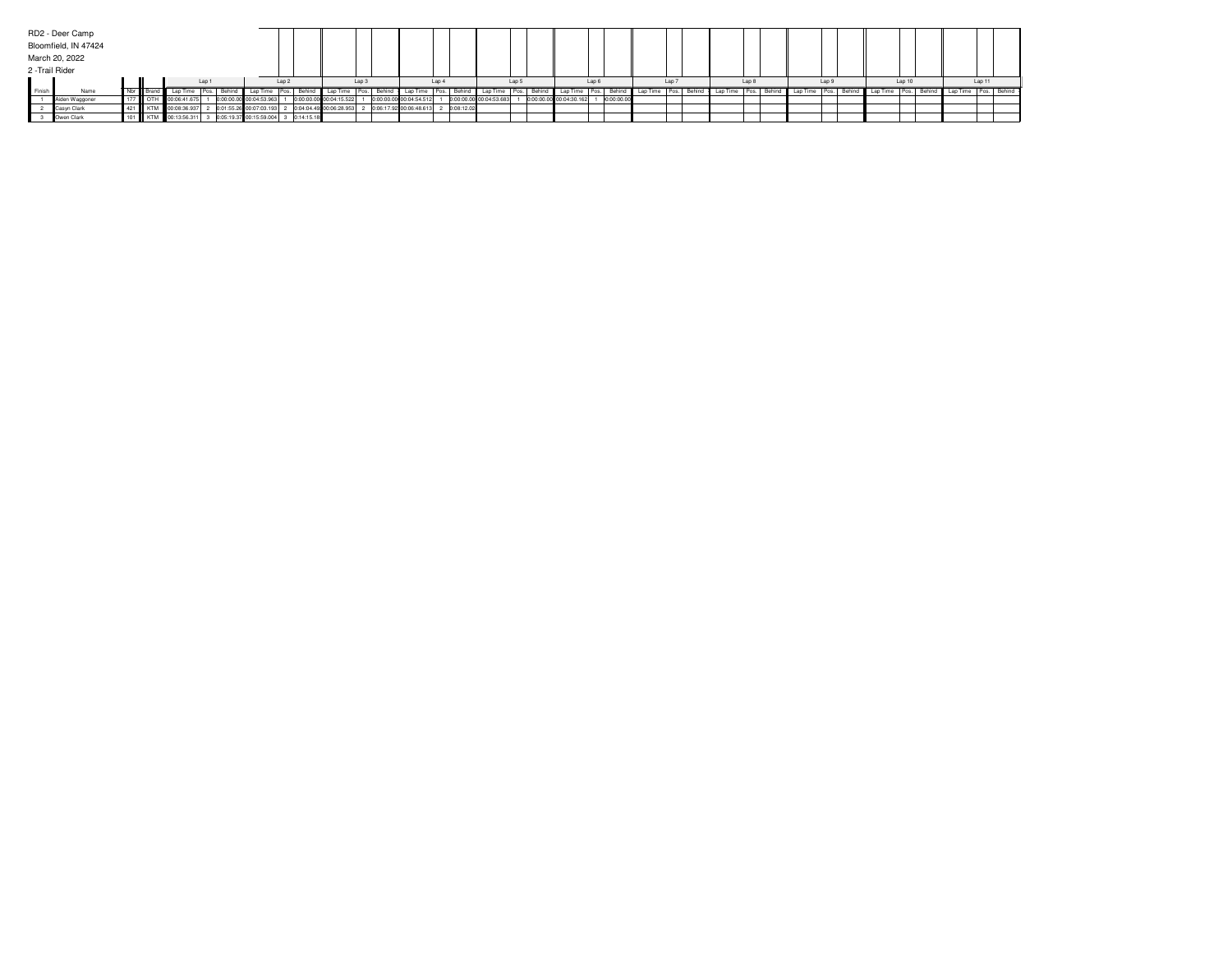RD2 - Deer Camp

Bloomfield, IN 47424

March 20, 2022

2 -Trail Rider

| | | | | Lap 1 | | | Lap 2 | | | Lap 3 | | | Lap 4 | | | Lap 5 | | | Lap 6 | | | Lap 7 | | | Lap 8 | | | Lap 9 | | | Lap 10 | | | Lap 11 | | |
|---|---|---|---|---|---|---|---|---|---|---|---|---|---|---|---|---|---|---|---|---|---|---|---|---|---|---|---|---|---|---|---|---|---|---|---|---|
| Finish | Name | Nbr | Brand | Lap Time | Pos. | Behind | Lap Time | Pos. | Behind | Lap Time | Pos. | Behind | Lap Time | Pos. | Behind | Lap Time | Pos. | Behind | Lap Time | Pos. | Behind | Lap Time | Pos. | Behind | Lap Time | Pos. | Behind | Lap Time | Pos. | Behind | Lap Time | Pos. | Behind | Lap Time | Pos. | Behind |
| 1 | Aiden Waggoner | 177 | OTH | 00:06:41.675 | 1 | 0:00:00.00 | 00:04:53.963 | 1 | 0:00:00.00 | 00:04:15.522 | 1 | 0:00:00.00 | 00:04:54.512 | 1 | 0:00:00.00 | 00:04:53.683 | 1 | 0:00:00.00 | 00:04:30.162 | 1 | 0:00:00.00 | | | | | | | | | | | | | | | |
| 2 | Casyn Clark | 421 | KTM | 00:08:36.937 | 2 | 0:01:55.26 | 00:07:03.193 | 2 | 0:04:04.49 | 00:06:28.953 | 2 | 0:06:17.92 | 00:06:48.613 | 2 | 0:08:12.02 | | | | | | | | | | | | | | | | | | | | | |
| 3 | Owen Clark | 101 | KTM | 00:13:56.311 | 3 | 0:05:19.37 | 00:15:59.004 | 3 | 0:14:15.18 | | | | | | | | | | | | | | | | | | | | | | | | | | | |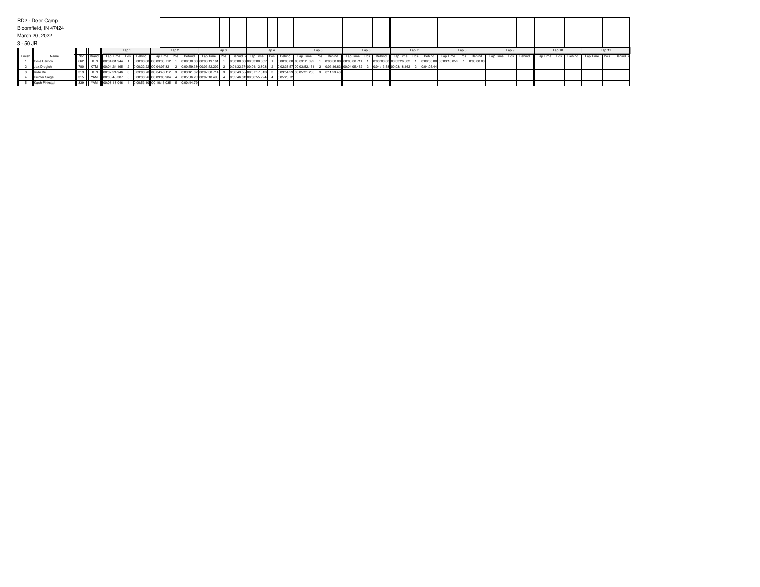RD2 - Deer Camp

Bloomfield, IN 47424

March 20, 2022

3 - 50 JR

| Finish | Name | Nbr | Brand | Lap 1 | | | Lap 2 | | | Lap 3 | | | Lap 4 | | | Lap 5 | | | Lap 6 | | | Lap 7 | | | Lap 8 | | | Lap 9 | | | Lap 10 | | | Lap 11 | | |
|---|---|---|---|---|---|---|---|---|---|---|---|---|---|---|---|---|---|---|---|---|---|---|---|---|---|---|---|---|---|---|---|---|---|---|---|---|
| | | | | Lap Time | Pos. | Behind | Lap Time | Pos. | Behind | Lap Time | Pos. | Behind | Lap Time | Pos. | Behind | Lap Time | Pos. | Behind | Lap Time | Pos. | Behind | Lap Time | Pos. | Behind | Lap Time | Pos. | Behind | Lap Time | Pos. | Behind | Lap Time | Pos. | Behind | Lap Time | Pos. | Behind |
| 1 | Cole Carrico | 662 | HON | 00:04:01.944 | 1 | 0:00:00.00 | 00:03:30.712 | 1 | 0:00:00.00 | 00:03:19.161 | 1 | 0:00:00.00 | 00:03:08.602 | 1 | 0:00:00.00 | 00:03:11.892 | 1 | 0:00:00.00 | 00:03:08.711 | 1 | 0:00:00.00 | 00:03:26.302 | 1 | 0:00:00.00 | 00:03:13.852 | 1 | 0:00:00.00 | | | | | | | | | |
| 2 | Jax Drogich | 780 | KTM | 00:04:24.165 | 2 | 0:00:22.22 | 00:04:07.821 | 2 | 0:00:59.33 | 00:03:52.202 | 2 | 0:01:32.37 | 00:04:12.803 | 2 | 0:02:36.57 | 00:03:52.151 | 2 | 0:03:16.83 | 00:04:05.462 | 2 | 0:04:13.58 | 00:03:18.162 | 2 | 0:04:05.44 | | | | | | | | | | | | |
| 3 | Kole Bell | 313 | HON | 00:07:24.946 | 3 | 0:03:00.78 | 00:04:48.112 | 3 | 0:03:41.07 | 00:07:00.714 | 3 | 0:06:49.58 | 00:07:17.513 | 3 | 0:09:54.29 | 00:05:21.263 | 3 | 0:11:23.40 | | | | | | | | | | | | | | | | | | |
| 4 | Hunter Siegel | 315 | YAM | 00:08:48.307 | 5 | 0:00:30.26 | 00:09:00.984 | 4 | 0:05:36.23 | 00:07:10.493 | 4 | 0:05:46.01 | 00:06:55.224 | 4 | 0:05:23.72 | | | | | | | | | | | | | | | | | | | | | |
| 5 | Kash Pinkstaff | 339 | YAM | 00:08:18.046 | 4 | 0:00:53.10 | 00:10:16.035 | 5 | 0:00:44.79 | | | | | | | | | | | | | | | | | | | | | | | | | | | |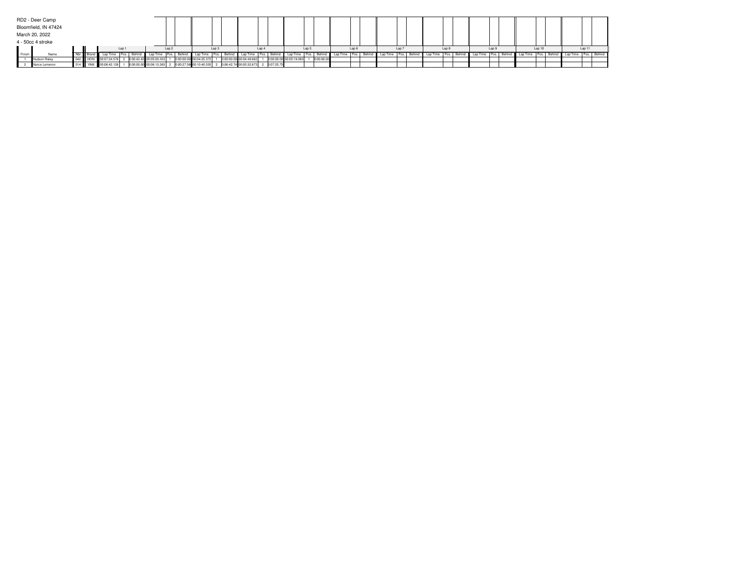RD2 - Deer Camp

Bloomfield, IN 47424

March 20, 2022

4 - 50cc 4 stroke

| | | | | Lap 1 | | | Lap 2 | | | Lap 3 | | | Lap 4 | | | Lap 5 | | | Lap 6 | | | Lap 7 | | | Lap 8 | | | Lap 9 | | | Lap 10 | | | Lap 11 | | |
|---|---|---|---|---|---|---|---|---|---|---|---|---|---|---|---|---|---|---|---|---|---|---|---|---|---|---|---|---|---|---|---|---|---|---|---|---|
| Finish | Name | Nbr | Brand | Lap Time | Pos. | Behind | Lap Time | Pos. | Behind | Lap Time | Pos. | Behind | Lap Time | Pos. | Behind | Lap Time | Pos. | Behind | Lap Time | Pos. | Behind | Lap Time | Pos. | Behind | Lap Time | Pos. | Behind | Lap Time | Pos. | Behind | Lap Time | Pos. | Behind | Lap Time | Pos. | Behind |
| 1 | Hudson Raley | 042 | HON | 00:07:24.576 | 2 | 0:00:42.45 | 00:05:03.353 | 1 | 0:00:00.00 | 00:04:25.372 | 1 | 0:00:00.00 | 00:04:49.662 | 1 | 0:00:00.00 | 00:05:19.083 | 1 | 0:00:00.00 | | | | | | | | | | | | | | | | | | |
| 2 | Vance Lemeron | 514 | YAM | 00:06:42.126 | 1 | 0:00:00.00 | 00:06:13.383 | 2 | 0:00:27.58 | 00:10:40.535 | 2 | 0:06:42.74 | 00:05:32.673 | 2 | 0:07:25.75 | | | | | | | | | | | | | | | | | | | | | |